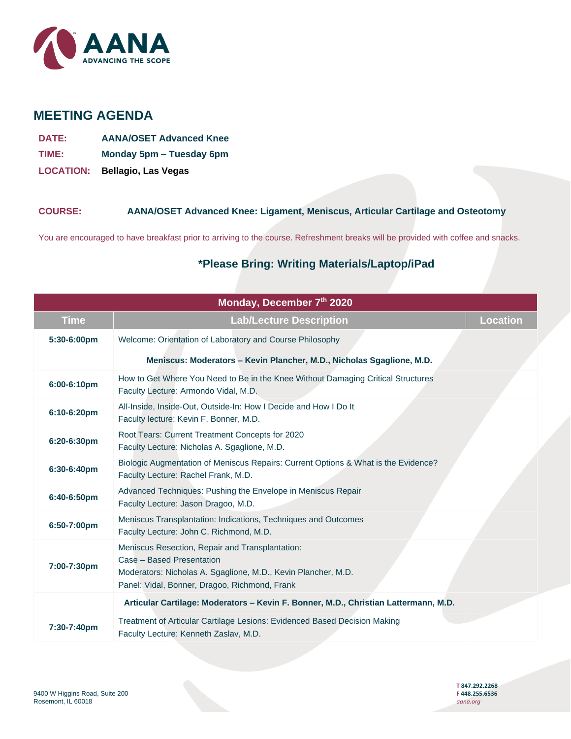AANA
ADVANCING THE SCOPE

## MEETING AGENDA

**DATE:** **AANA/OSET Advanced Knee**

**TIME:** **Monday 5pm – Tuesday 6pm**

**LOCATION:** **Bellagio, Las Vegas**

**COURSE:** **AANA/OSET Advanced Knee: Ligament, Meniscus, Articular Cartilage and Osteotomy**

You are encouraged to have breakfast prior to arriving to the course. Refreshment breaks will be provided with coffee and snacks.

### *Please Bring: Writing Materials/Laptop/iPad

| Monday, December 7th 2020 | | |
|---|---|---|
| **Time** | **Lab/Lecture Description** | **Location** |
| **5:30-6:00pm** | Welcome: Orientation of Laboratory and Course Philosophy | |
| | **Meniscus: Moderators – Kevin Plancher, M.D., Nicholas Sgaglione, M.D.** | |
| **6:00-6:10pm** | How to Get Where You Need to Be in the Knee Without Damaging Critical Structures<br>Faculty Lecture: Armondo Vidal, M.D. | |
| **6:10-6:20pm** | All-Inside, Inside-Out, Outside-In: How I Decide and How I Do It<br>Faculty lecture: Kevin F. Bonner, M.D. | |
| **6:20-6:30pm** | Root Tears: Current Treatment Concepts for 2020<br>Faculty Lecture: Nicholas A. Sgaglione, M.D. | |
| **6:30-6:40pm** | Biologic Augmentation of Meniscus Repairs: Current Options & What is the Evidence?<br>Faculty Lecture: Rachel Frank, M.D. | |
| **6:40-6:50pm** | Advanced Techniques: Pushing the Envelope in Meniscus Repair<br>Faculty Lecture: Jason Dragoo, M.D. | |
| **6:50-7:00pm** | Meniscus Transplantation: Indications, Techniques and Outcomes<br>Faculty Lecture: John C. Richmond, M.D. | |
| **7:00-7:30pm** | Meniscus Resection, Repair and Transplantation:<br>Case – Based Presentation<br>Moderators: Nicholas A. Sgaglione, M.D., Kevin Plancher, M.D.<br>Panel: Vidal, Bonner, Dragoo, Richmond, Frank | |
| | **Articular Cartilage: Moderators – Kevin F. Bonner, M.D., Christian Lattermann, M.D.** | |
| **7:30-7:40pm** | Treatment of Articular Cartilage Lesions: Evidenced Based Decision Making<br>Faculty Lecture: Kenneth Zaslav, M.D. | |

9400 W Higgins Road, Suite 200
Rosemont, IL 60018

T 847.292.2268
F 448.255.6536
aana.org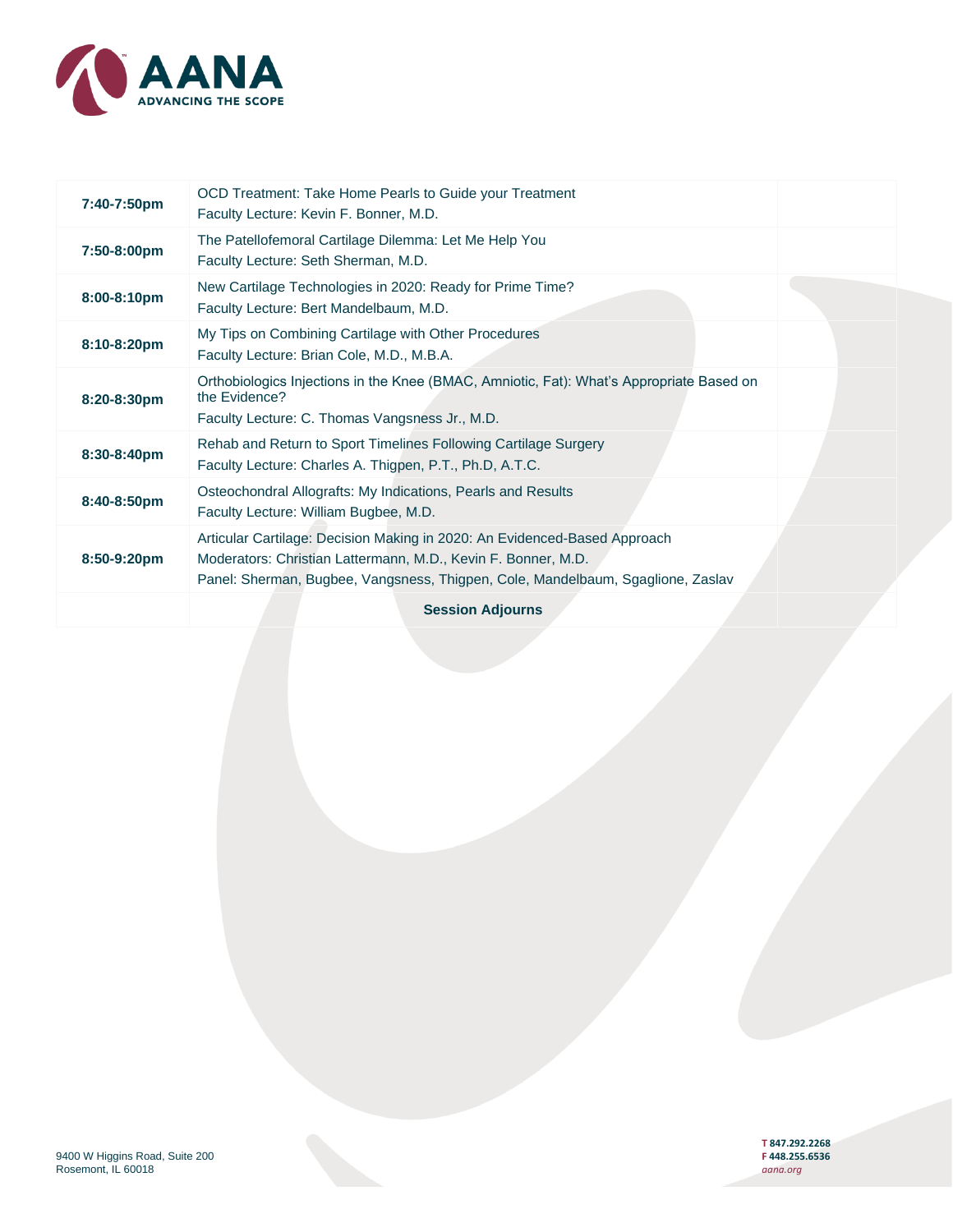| | | |
|---|---|---|
| **7:40-7:50pm** | OCD Treatment: Take Home Pearls to Guide your Treatment<br>Faculty Lecture: Kevin F. Bonner, M.D. | |
| **7:50-8:00pm** | The Patellofemoral Cartilage Dilemma: Let Me Help You<br>Faculty Lecture: Seth Sherman, M.D. | |
| **8:00-8:10pm** | New Cartilage Technologies in 2020: Ready for Prime Time?<br>Faculty Lecture: Bert Mandelbaum, M.D. | |
| **8:10-8:20pm** | My Tips on Combining Cartilage with Other Procedures<br>Faculty Lecture: Brian Cole, M.D., M.B.A. | |
| **8:20-8:30pm** | Orthobiologics Injections in the Knee (BMAC, Amniotic, Fat): What's Appropriate Based on the Evidence?<br>Faculty Lecture: C. Thomas Vangsness Jr., M.D. | |
| **8:30-8:40pm** | Rehab and Return to Sport Timelines Following Cartilage Surgery<br>Faculty Lecture: Charles A. Thigpen, P.T., Ph.D, A.T.C. | |
| **8:40-8:50pm** | Osteochondral Allografts: My Indications, Pearls and Results<br>Faculty Lecture: William Bugbee, M.D. | |
| **8:50-9:20pm** | Articular Cartilage: Decision Making in 2020: An Evidenced-Based Approach<br>Moderators: Christian Lattermann, M.D., Kevin F. Bonner, M.D.<br>Panel: Sherman, Bugbee, Vangsness, Thigpen, Cole, Mandelbaum, Sgaglione, Zaslav | |
| | **Session Adjourns** | |

9400 W Higgins Road, Suite 200
Rosemont, IL 60018

T 847.292.2268
F 448.255.6536
aana.org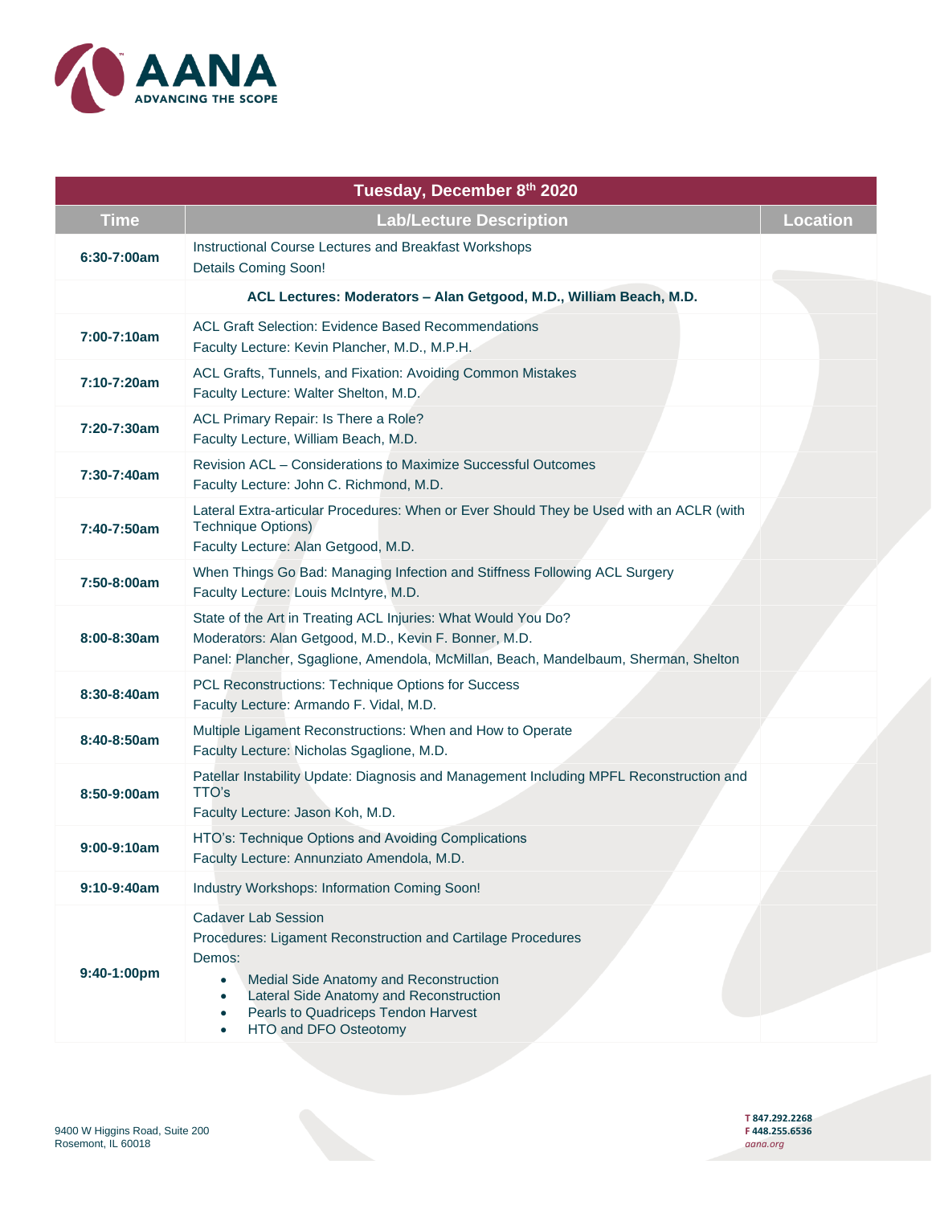AANA
ADVANCING THE SCOPE

| Tuesday, December 8th 2020 | | |
|---|---|---|
| **Time** | **Lab/Lecture Description** | **Location** |
| **6:30-7:00am** | Instructional Course Lectures and Breakfast Workshops<br>Details Coming Soon! | |
| | **ACL Lectures: Moderators – Alan Getgood, M.D., William Beach, M.D.** | |
| **7:00-7:10am** | ACL Graft Selection: Evidence Based Recommendations<br>Faculty Lecture: Kevin Plancher, M.D., M.P.H. | |
| **7:10-7:20am** | ACL Grafts, Tunnels, and Fixation: Avoiding Common Mistakes<br>Faculty Lecture: Walter Shelton, M.D. | |
| **7:20-7:30am** | ACL Primary Repair: Is There a Role?<br>Faculty Lecture, William Beach, M.D. | |
| **7:30-7:40am** | Revision ACL – Considerations to Maximize Successful Outcomes<br>Faculty Lecture: John C. Richmond, M.D. | |
| **7:40-7:50am** | Lateral Extra-articular Procedures: When or Ever Should They be Used with an ACLR (with Technique Options)<br>Faculty Lecture: Alan Getgood, M.D. | |
| **7:50-8:00am** | When Things Go Bad: Managing Infection and Stiffness Following ACL Surgery<br>Faculty Lecture: Louis McIntyre, M.D. | |
| **8:00-8:30am** | State of the Art in Treating ACL Injuries: What Would You Do?<br>Moderators: Alan Getgood, M.D., Kevin F. Bonner, M.D.<br>Panel: Plancher, Sgaglione, Amendola, McMillan, Beach, Mandelbaum, Sherman, Shelton | |
| **8:30-8:40am** | PCL Reconstructions: Technique Options for Success<br>Faculty Lecture: Armando F. Vidal, M.D. | |
| **8:40-8:50am** | Multiple Ligament Reconstructions: When and How to Operate<br>Faculty Lecture: Nicholas Sgaglione, M.D. | |
| **8:50-9:00am** | Patellar Instability Update: Diagnosis and Management Including MPFL Reconstruction and TTO's<br>Faculty Lecture: Jason Koh, M.D. | |
| **9:00-9:10am** | HTO's: Technique Options and Avoiding Complications<br>Faculty Lecture: Annunziato Amendola, M.D. | |
| **9:10-9:40am** | Industry Workshops: Information Coming Soon! | |
| **9:40-1:00pm** | Cadaver Lab Session<br>Procedures: Ligament Reconstruction and Cartilage Procedures<br>Demos:<br>• Medial Side Anatomy and Reconstruction<br>• Lateral Side Anatomy and Reconstruction<br>• Pearls to Quadriceps Tendon Harvest<br>• HTO and DFO Osteotomy | |

9400 W Higgins Road, Suite 200
Rosemont, IL 60018

T 847.292.2268
F 448.255.6536
aana.org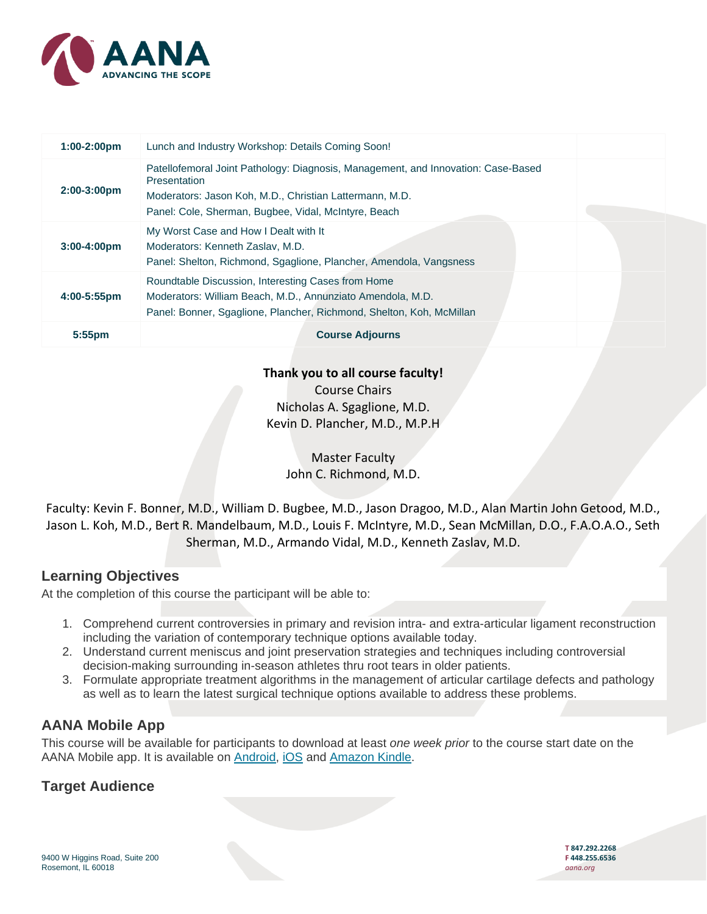| | | |
|---|---|---|
| **1:00-2:00pm** | Lunch and Industry Workshop: Details Coming Soon! | |
| **2:00-3:00pm** | Patellofemoral Joint Pathology: Diagnosis, Management, and Innovation: Case-Based Presentation<br>Moderators: Jason Koh, M.D., Christian Lattermann, M.D.<br>Panel: Cole, Sherman, Bugbee, Vidal, McIntyre, Beach | |
| **3:00-4:00pm** | My Worst Case and How I Dealt with It<br>Moderators: Kenneth Zaslav, M.D.<br>Panel: Shelton, Richmond, Sgaglione, Plancher, Amendola, Vangsness | |
| **4:00-5:55pm** | Roundtable Discussion, Interesting Cases from Home<br>Moderators: William Beach, M.D., Annunziato Amendola, M.D.<br>Panel: Bonner, Sgaglione, Plancher, Richmond, Shelton, Koh, McMillan | |
| **5:55pm** | **Course Adjourns** | |

**Thank you to all course faculty!**
Course Chairs
Nicholas A. Sgaglione, M.D.
Kevin D. Plancher, M.D., M.P.H

Master Faculty
John C. Richmond, M.D.

Faculty: Kevin F. Bonner, M.D., William D. Bugbee, M.D., Jason Dragoo, M.D., Alan Martin John Getood, M.D., Jason L. Koh, M.D., Bert R. Mandelbaum, M.D., Louis F. McIntyre, M.D., Sean McMillan, D.O., F.A.O.A.O., Seth Sherman, M.D., Armando Vidal, M.D., Kenneth Zaslav, M.D.

## Learning Objectives

At the completion of this course the participant will be able to:

1. Comprehend current controversies in primary and revision intra- and extra-articular ligament reconstruction including the variation of contemporary technique options available today.
2. Understand current meniscus and joint preservation strategies and techniques including controversial decision-making surrounding in-season athletes thru root tears in older patients.
3. Formulate appropriate treatment algorithms in the management of articular cartilage defects and pathology as well as to learn the latest surgical technique options available to address these problems.

## AANA Mobile App

This course will be available for participants to download at least *one week prior* to the course start date on the AANA Mobile app. It is available on Android, iOS and Amazon Kindle.

## Target Audience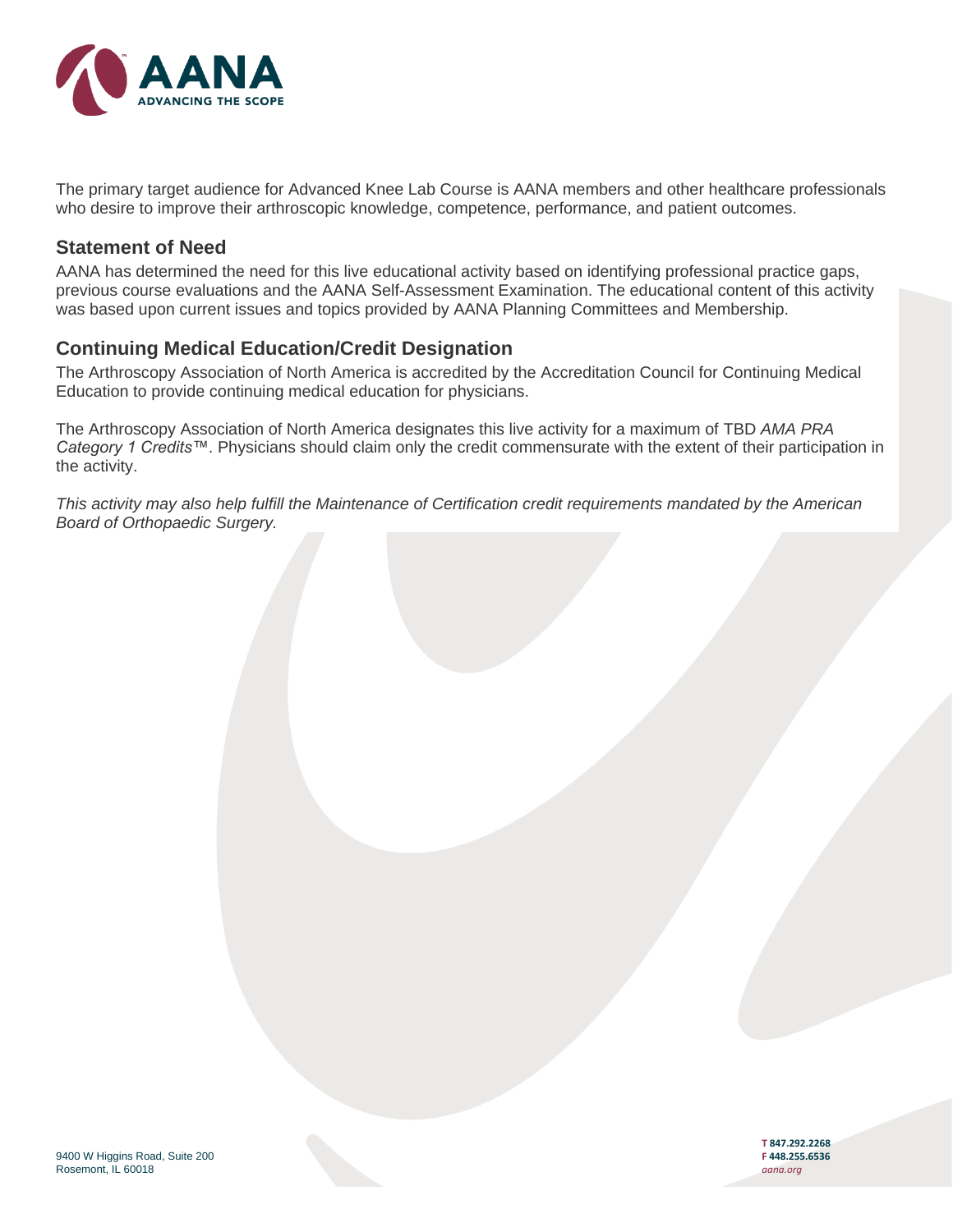The primary target audience for Advanced Knee Lab Course is AANA members and other healthcare professionals who desire to improve their arthroscopic knowledge, competence, performance, and patient outcomes.

## Statement of Need

AANA has determined the need for this live educational activity based on identifying professional practice gaps, previous course evaluations and the AANA Self-Assessment Examination. The educational content of this activity was based upon current issues and topics provided by AANA Planning Committees and Membership.

## Continuing Medical Education/Credit Designation

The Arthroscopy Association of North America is accredited by the Accreditation Council for Continuing Medical Education to provide continuing medical education for physicians.

The Arthroscopy Association of North America designates this live activity for a maximum of TBD *AMA PRA Category 1 Credits™*. Physicians should claim only the credit commensurate with the extent of their participation in the activity.

*This activity may also help fulfill the Maintenance of Certification credit requirements mandated by the American Board of Orthopaedic Surgery.*